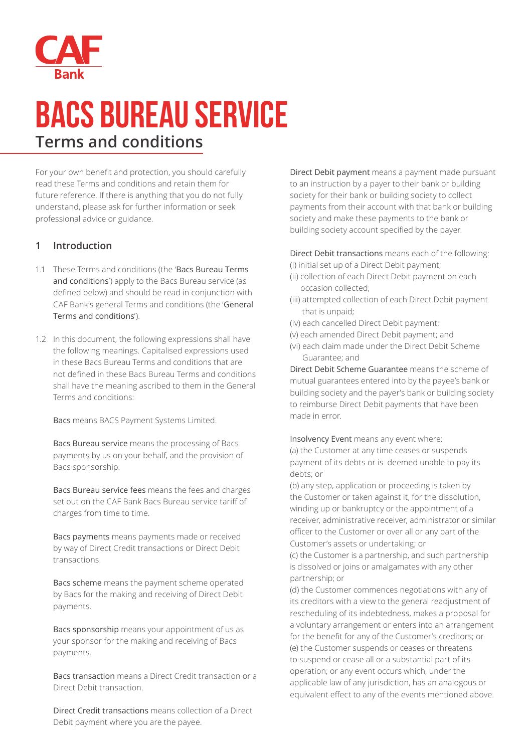CAF Bank

# BACS BUREAU SERVICE

## Terms and conditions

For your own benefit and protection, you should carefully read these Terms and conditions and retain them for future reference. If there is anything that you do not fully understand, please ask for further information or seek professional advice or guidance.

### 1 Introduction

1.1 These Terms and conditions (the '**Bacs Bureau Terms and conditions**') apply to the Bacs Bureau service (as defined below) and should be read in conjunction with CAF Bank's general Terms and conditions (the '**General Terms and conditions**').

1.2 In this document, the following expressions shall have the following meanings. Capitalised expressions used in these Bacs Bureau Terms and conditions that are not defined in these Bacs Bureau Terms and conditions shall have the meaning ascribed to them in the General Terms and conditions:

**Bacs** means BACS Payment Systems Limited.

**Bacs Bureau service** means the processing of Bacs payments by us on your behalf, and the provision of Bacs sponsorship.

**Bacs Bureau service fees** means the fees and charges set out on the CAF Bank Bacs Bureau service tariff of charges from time to time.

**Bacs payments** means payments made or received by way of Direct Credit transactions or Direct Debit transactions.

**Bacs scheme** means the payment scheme operated by Bacs for the making and receiving of Direct Debit payments.

**Bacs sponsorship** means your appointment of us as your sponsor for the making and receiving of Bacs payments.

**Bacs transaction** means a Direct Credit transaction or a Direct Debit transaction.

**Direct Credit transactions** means collection of a Direct Debit payment where you are the payee.

**Direct Debit payment** means a payment made pursuant to an instruction by a payer to their bank or building society for their bank or building society to collect payments from their account with that bank or building society and make these payments to the bank or building society account specified by the payer.

**Direct Debit transactions** means each of the following:
(i) initial set up of a Direct Debit payment;
(ii) collection of each Direct Debit payment on each occasion collected;
(iii) attempted collection of each Direct Debit payment that is unpaid;
(iv) each cancelled Direct Debit payment;
(v) each amended Direct Debit payment; and
(vi) each claim made under the Direct Debit Scheme Guarantee; and

**Direct Debit Scheme Guarantee** means the scheme of mutual guarantees entered into by the payee's bank or building society and the payer's bank or building society to reimburse Direct Debit payments that have been made in error.

**Insolvency Event** means any event where:
(a) the Customer at any time ceases or suspends payment of its debts or is deemed unable to pay its debts; or
(b) any step, application or proceeding is taken by the Customer or taken against it, for the dissolution, winding up or bankruptcy or the appointment of a receiver, administrative receiver, administrator or similar officer to the Customer or over all or any part of the Customer's assets or undertaking; or
(c) the Customer is a partnership, and such partnership is dissolved or joins or amalgamates with any other partnership; or
(d) the Customer commences negotiations with any of its creditors with a view to the general readjustment of rescheduling of its indebtedness, makes a proposal for a voluntary arrangement or enters into an arrangement for the benefit for any of the Customer's creditors; or
(e) the Customer suspends or ceases or threatens to suspend or cease all or a substantial part of its operation; or any event occurs which, under the applicable law of any jurisdiction, has an analogous or equivalent effect to any of the events mentioned above.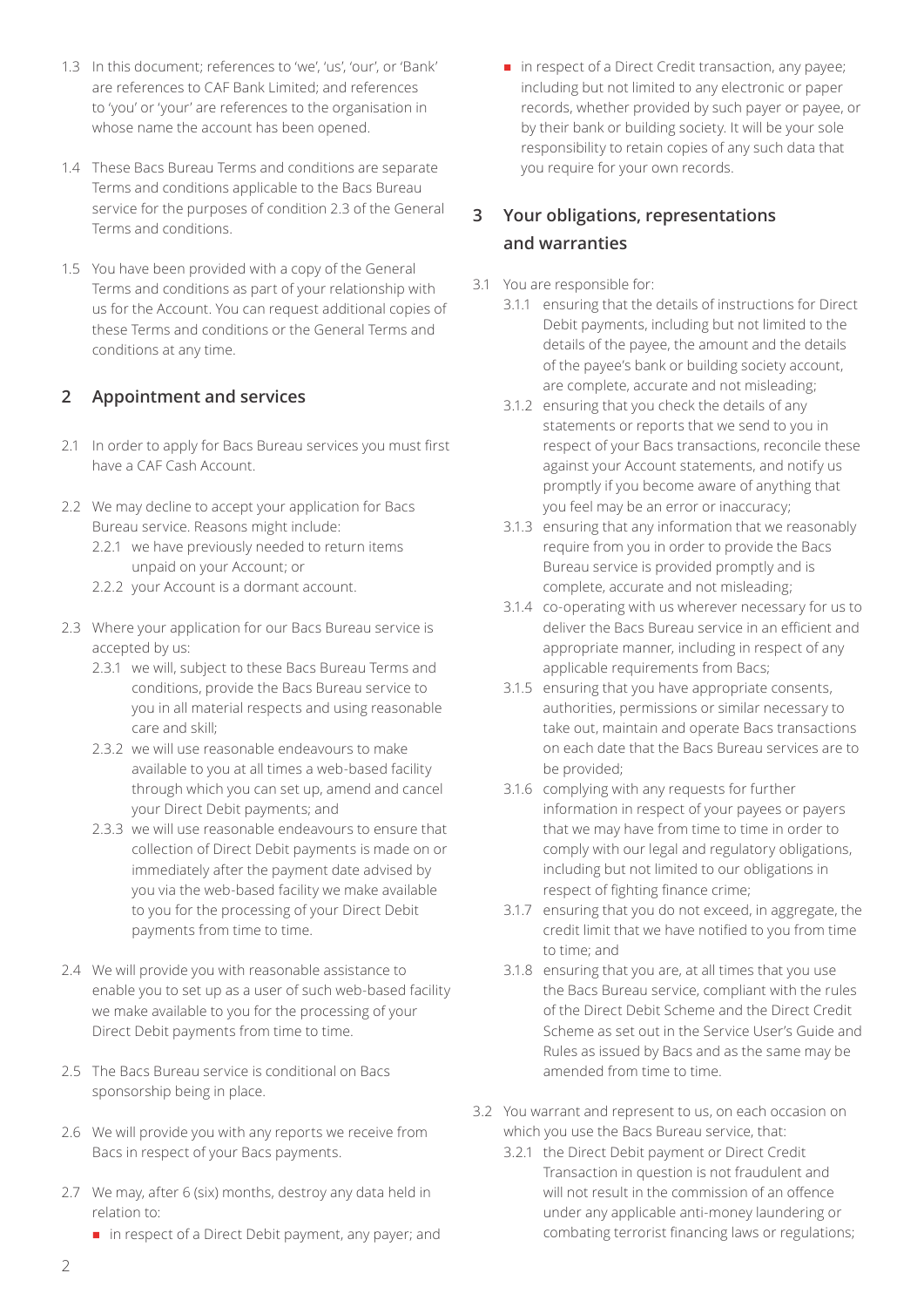1.3 In this document; references to 'we', 'us', 'our', or 'Bank' are references to CAF Bank Limited; and references to 'you' or 'your' are references to the organisation in whose name the account has been opened.

1.4 These Bacs Bureau Terms and conditions are separate Terms and conditions applicable to the Bacs Bureau service for the purposes of condition 2.3 of the General Terms and conditions.

1.5 You have been provided with a copy of the General Terms and conditions as part of your relationship with us for the Account. You can request additional copies of these Terms and conditions or the General Terms and conditions at any time.

## 2 Appointment and services

2.1 In order to apply for Bacs Bureau services you must first have a CAF Cash Account.

2.2 We may decline to accept your application for Bacs Bureau service. Reasons might include:
- 2.2.1 we have previously needed to return items unpaid on your Account; or
- 2.2.2 your Account is a dormant account.

2.3 Where your application for our Bacs Bureau service is accepted by us:
- 2.3.1 we will, subject to these Bacs Bureau Terms and conditions, provide the Bacs Bureau service to you in all material respects and using reasonable care and skill;
- 2.3.2 we will use reasonable endeavours to make available to you at all times a web-based facility through which you can set up, amend and cancel your Direct Debit payments; and
- 2.3.3 we will use reasonable endeavours to ensure that collection of Direct Debit payments is made on or immediately after the payment date advised by you via the web-based facility we make available to you for the processing of your Direct Debit payments from time to time.

2.4 We will provide you with reasonable assistance to enable you to set up as a user of such web-based facility we make available to you for the processing of your Direct Debit payments from time to time.

2.5 The Bacs Bureau service is conditional on Bacs sponsorship being in place.

2.6 We will provide you with any reports we receive from Bacs in respect of your Bacs payments.

2.7 We may, after 6 (six) months, destroy any data held in relation to:
- in respect of a Direct Debit payment, any payer; and
- in respect of a Direct Credit transaction, any payee; including but not limited to any electronic or paper records, whether provided by such payer or payee, or by their bank or building society. It will be your sole responsibility to retain copies of any such data that you require for your own records.

## 3 Your obligations, representations and warranties

3.1 You are responsible for:
- 3.1.1 ensuring that the details of instructions for Direct Debit payments, including but not limited to the details of the payee, the amount and the details of the payee's bank or building society account, are complete, accurate and not misleading;
- 3.1.2 ensuring that you check the details of any statements or reports that we send to you in respect of your Bacs transactions, reconcile these against your Account statements, and notify us promptly if you become aware of anything that you feel may be an error or inaccuracy;
- 3.1.3 ensuring that any information that we reasonably require from you in order to provide the Bacs Bureau service is provided promptly and is complete, accurate and not misleading;
- 3.1.4 co-operating with us wherever necessary for us to deliver the Bacs Bureau service in an efficient and appropriate manner, including in respect of any applicable requirements from Bacs;
- 3.1.5 ensuring that you have appropriate consents, authorities, permissions or similar necessary to take out, maintain and operate Bacs transactions on each date that the Bacs Bureau services are to be provided;
- 3.1.6 complying with any requests for further information in respect of your payees or payers that we may have from time to time in order to comply with our legal and regulatory obligations, including but not limited to our obligations in respect of fighting finance crime;
- 3.1.7 ensuring that you do not exceed, in aggregate, the credit limit that we have notified to you from time to time; and
- 3.1.8 ensuring that you are, at all times that you use the Bacs Bureau service, compliant with the rules of the Direct Debit Scheme and the Direct Credit Scheme as set out in the Service User's Guide and Rules as issued by Bacs and as the same may be amended from time to time.

3.2 You warrant and represent to us, on each occasion on which you use the Bacs Bureau service, that:
- 3.2.1 the Direct Debit payment or Direct Credit Transaction in question is not fraudulent and will not result in the commission of an offence under any applicable anti-money laundering or combating terrorist financing laws or regulations;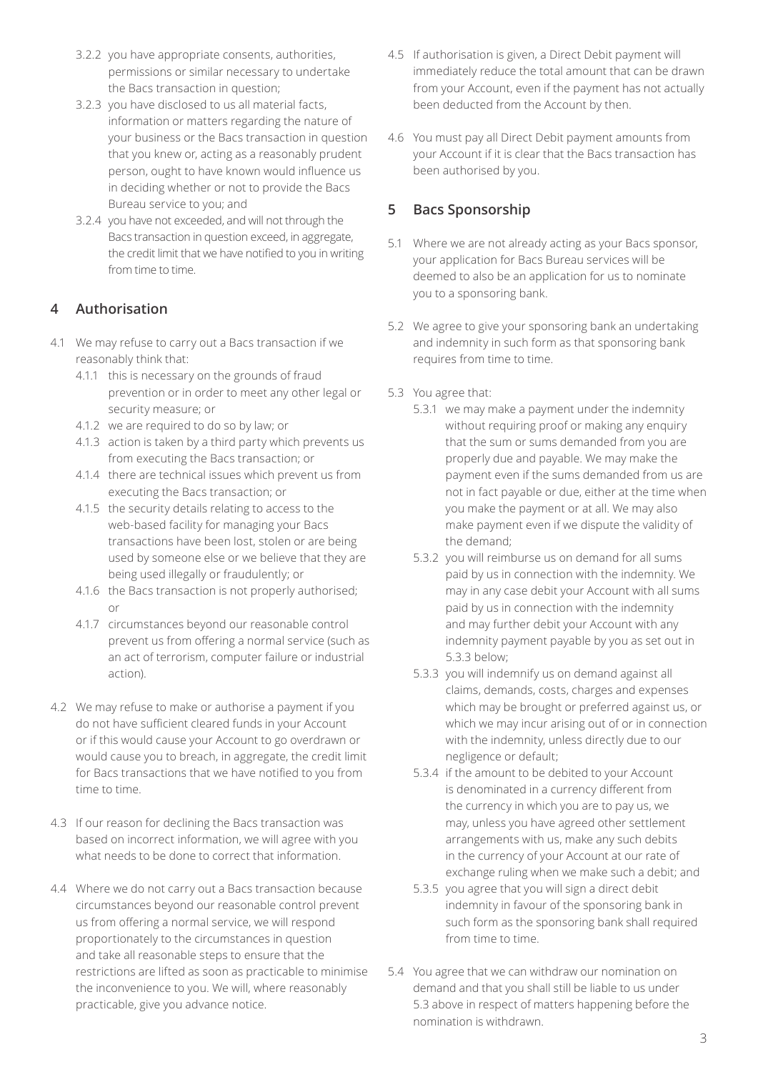3.2.2 you have appropriate consents, authorities, permissions or similar necessary to undertake the Bacs transaction in question;

3.2.3 you have disclosed to us all material facts, information or matters regarding the nature of your business or the Bacs transaction in question that you knew or, acting as a reasonably prudent person, ought to have known would influence us in deciding whether or not to provide the Bacs Bureau service to you; and

3.2.4 you have not exceeded, and will not through the Bacs transaction in question exceed, in aggregate, the credit limit that we have notified to you in writing from time to time.

## 4 Authorisation

4.1 We may refuse to carry out a Bacs transaction if we reasonably think that:

4.1.1 this is necessary on the grounds of fraud prevention or in order to meet any other legal or security measure; or

4.1.2 we are required to do so by law; or

4.1.3 action is taken by a third party which prevents us from executing the Bacs transaction; or

4.1.4 there are technical issues which prevent us from executing the Bacs transaction; or

4.1.5 the security details relating to access to the web-based facility for managing your Bacs transactions have been lost, stolen or are being used by someone else or we believe that they are being used illegally or fraudulently; or

4.1.6 the Bacs transaction is not properly authorised; or

4.1.7 circumstances beyond our reasonable control prevent us from offering a normal service (such as an act of terrorism, computer failure or industrial action).

4.2 We may refuse to make or authorise a payment if you do not have sufficient cleared funds in your Account or if this would cause your Account to go overdrawn or would cause you to breach, in aggregate, the credit limit for Bacs transactions that we have notified to you from time to time.

4.3 If our reason for declining the Bacs transaction was based on incorrect information, we will agree with you what needs to be done to correct that information.

4.4 Where we do not carry out a Bacs transaction because circumstances beyond our reasonable control prevent us from offering a normal service, we will respond proportionately to the circumstances in question and take all reasonable steps to ensure that the restrictions are lifted as soon as practicable to minimise the inconvenience to you. We will, where reasonably practicable, give you advance notice.

4.5 If authorisation is given, a Direct Debit payment will immediately reduce the total amount that can be drawn from your Account, even if the payment has not actually been deducted from the Account by then.

4.6 You must pay all Direct Debit payment amounts from your Account if it is clear that the Bacs transaction has been authorised by you.

## 5 Bacs Sponsorship

5.1 Where we are not already acting as your Bacs sponsor, your application for Bacs Bureau services will be deemed to also be an application for us to nominate you to a sponsoring bank.

5.2 We agree to give your sponsoring bank an undertaking and indemnity in such form as that sponsoring bank requires from time to time.

5.3 You agree that:

5.3.1 we may make a payment under the indemnity without requiring proof or making any enquiry that the sum or sums demanded from you are properly due and payable. We may make the payment even if the sums demanded from us are not in fact payable or due, either at the time when you make the payment or at all. We may also make payment even if we dispute the validity of the demand;

5.3.2 you will reimburse us on demand for all sums paid by us in connection with the indemnity. We may in any case debit your Account with all sums paid by us in connection with the indemnity and may further debit your Account with any indemnity payment payable by you as set out in 5.3.3 below;

5.3.3 you will indemnify us on demand against all claims, demands, costs, charges and expenses which may be brought or preferred against us, or which we may incur arising out of or in connection with the indemnity, unless directly due to our negligence or default;

5.3.4 if the amount to be debited to your Account is denominated in a currency different from the currency in which you are to pay us, we may, unless you have agreed other settlement arrangements with us, make any such debits in the currency of your Account at our rate of exchange ruling when we make such a debit; and

5.3.5 you agree that you will sign a direct debit indemnity in favour of the sponsoring bank in such form as the sponsoring bank shall required from time to time.

5.4 You agree that we can withdraw our nomination on demand and that you shall still be liable to us under 5.3 above in respect of matters happening before the nomination is withdrawn.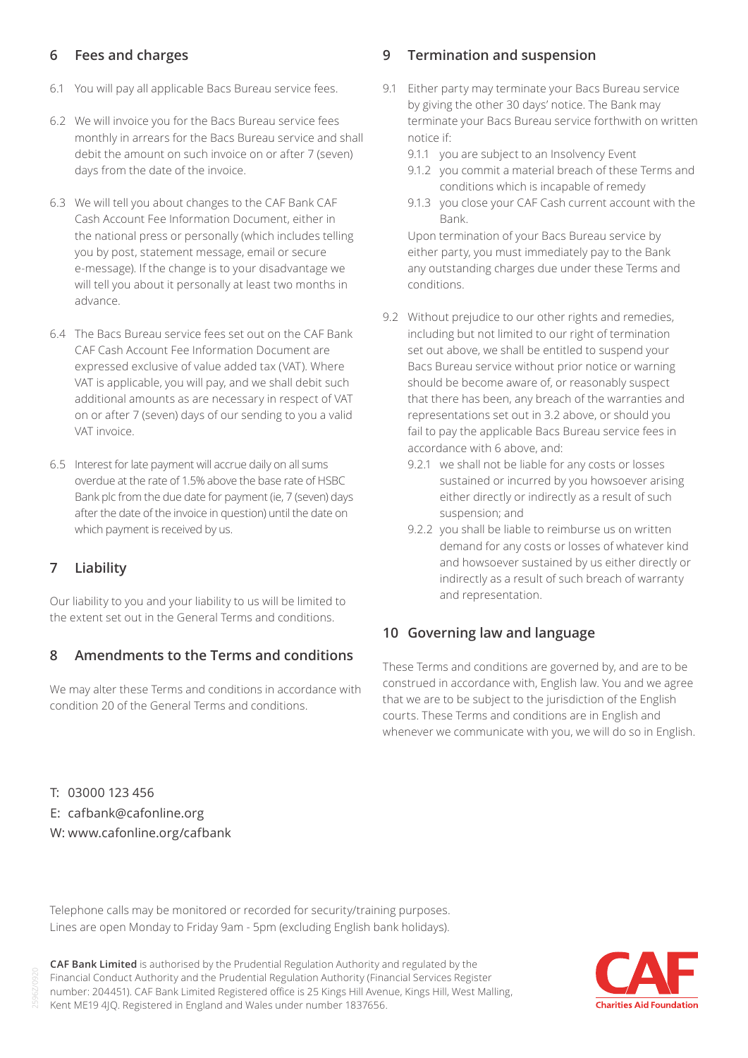## 6 Fees and charges

6.1 You will pay all applicable Bacs Bureau service fees.

6.2 We will invoice you for the Bacs Bureau service fees monthly in arrears for the Bacs Bureau service and shall debit the amount on such invoice on or after 7 (seven) days from the date of the invoice.

6.3 We will tell you about changes to the CAF Bank CAF Cash Account Fee Information Document, either in the national press or personally (which includes telling you by post, statement message, email or secure e-message). If the change is to your disadvantage we will tell you about it personally at least two months in advance.

6.4 The Bacs Bureau service fees set out on the CAF Bank CAF Cash Account Fee Information Document are expressed exclusive of value added tax (VAT). Where VAT is applicable, you will pay, and we shall debit such additional amounts as are necessary in respect of VAT on or after 7 (seven) days of our sending to you a valid VAT invoice.

6.5 Interest for late payment will accrue daily on all sums overdue at the rate of 1.5% above the base rate of HSBC Bank plc from the due date for payment (ie, 7 (seven) days after the date of the invoice in question) until the date on which payment is received by us.

## 7 Liability

Our liability to you and your liability to us will be limited to the extent set out in the General Terms and conditions.

## 8 Amendments to the Terms and conditions

We may alter these Terms and conditions in accordance with condition 20 of the General Terms and conditions.

## 9 Termination and suspension

9.1 Either party may terminate your Bacs Bureau service by giving the other 30 days' notice. The Bank may terminate your Bacs Bureau service forthwith on written notice if:

9.1.1 you are subject to an Insolvency Event

9.1.2 you commit a material breach of these Terms and conditions which is incapable of remedy

9.1.3 you close your CAF Cash current account with the Bank.

Upon termination of your Bacs Bureau service by either party, you must immediately pay to the Bank any outstanding charges due under these Terms and conditions.

9.2 Without prejudice to our other rights and remedies, including but not limited to our right of termination set out above, we shall be entitled to suspend your Bacs Bureau service without prior notice or warning should be become aware of, or reasonably suspect that there has been, any breach of the warranties and representations set out in 3.2 above, or should you fail to pay the applicable Bacs Bureau service fees in accordance with 6 above, and:

9.2.1 we shall not be liable for any costs or losses sustained or incurred by you howsoever arising either directly or indirectly as a result of such suspension; and

9.2.2 you shall be liable to reimburse us on written demand for any costs or losses of whatever kind and howsoever sustained by us either directly or indirectly as a result of such breach of warranty and representation.

## 10 Governing law and language

These Terms and conditions are governed by, and are to be construed in accordance with, English law. You and we agree that we are to be subject to the jurisdiction of the English courts. These Terms and conditions are in English and whenever we communicate with you, we will do so in English.

T: 03000 123 456
E: cafbank@cafonline.org
W: www.cafonline.org/cafbank

Telephone calls may be monitored or recorded for security/training purposes.
Lines are open Monday to Friday 9am - 5pm (excluding English bank holidays).

**CAF Bank Limited** is authorised by the Prudential Regulation Authority and regulated by the Financial Conduct Authority and the Prudential Regulation Authority (Financial Services Register number: 204451). CAF Bank Limited Registered office is 25 Kings Hill Avenue, Kings Hill, West Malling, Kent ME19 4JQ. Registered in England and Wales under number 1837656.

CAF Charities Aid Foundation

25962/0920